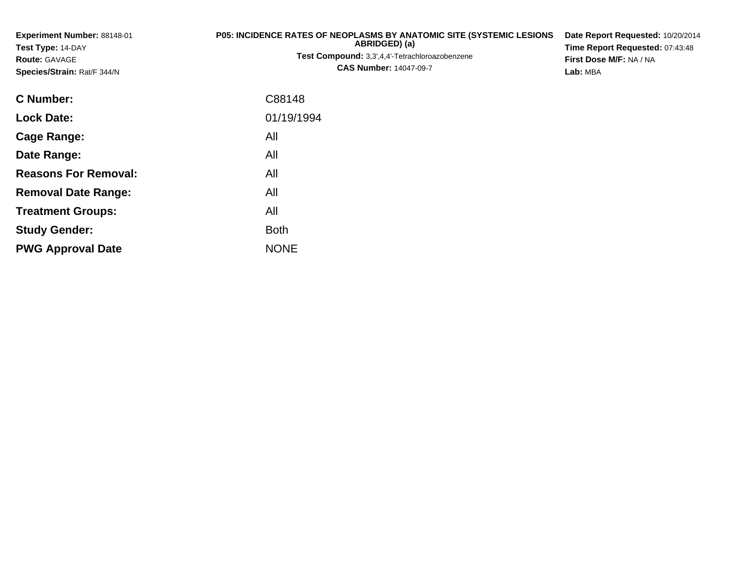**Experiment Number:** 88148-01
**Test Type:** 14-DAY
**Route:** GAVAGE
**Species/Strain:** Rat/F 344/N

**P05: INCIDENCE RATES OF NEOPLASMS BY ANATOMIC SITE (SYSTEMIC LESIONS ABRIDGED) (a)**
**Test Compound:** 3,3',4,4'-Tetrachloroazobenzene
**CAS Number:** 14047-09-7

**Date Report Requested:** 10/20/2014
**Time Report Requested:** 07:43:48
**First Dose M/F:** NA / NA
**Lab:** MBA

| | |
|---|---|
| **C Number:** | C88148 |
| **Lock Date:** | 01/19/1994 |
| **Cage Range:** | All |
| **Date Range:** | All |
| **Reasons For Removal:** | All |
| **Removal Date Range:** | All |
| **Treatment Groups:** | All |
| **Study Gender:** | Both |
| **PWG Approval Date** | NONE |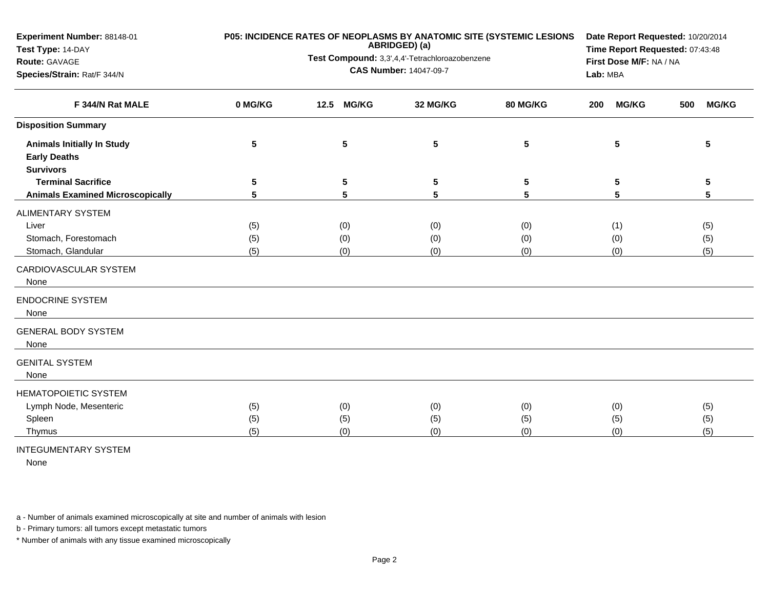**Experiment Number:** 88148-01
**Test Type:** 14-DAY
**Route:** GAVAGE
**Species/Strain:** Rat/F 344/N

**P05: INCIDENCE RATES OF NEOPLASMS BY ANATOMIC SITE (SYSTEMIC LESIONS ABRIDGED) (a)**
**Test Compound:** 3,3',4,4'-Tetrachloroazobenzene
**CAS Number:** 14047-09-7

**Date Report Requested:** 10/20/2014
**Time Report Requested:** 07:43:48
**First Dose M/F:** NA / NA
**Lab:** MBA

| F 344/N Rat MALE | 0 MG/KG | 12.5 MG/KG | 32 MG/KG | 80 MG/KG | 200 MG/KG | 500 MG/KG |
|---|---|---|---|---|---|---|
| **Disposition Summary** | | | | | | |
| **Animals Initially In Study** | **5** | **5** | **5** | **5** | **5** | **5** |
| **Early Deaths** | | | | | | |
| **Survivors** | | | | | | |
| **Terminal Sacrifice** | **5** | **5** | **5** | **5** | **5** | **5** |
| **Animals Examined Microscopically** | **5** | **5** | **5** | **5** | **5** | **5** |
| ALIMENTARY SYSTEM | | | | | | |
| Liver | (5) | (0) | (0) | (0) | (1) | (5) |
| Stomach, Forestomach | (5) | (0) | (0) | (0) | (0) | (5) |
| Stomach, Glandular | (5) | (0) | (0) | (0) | (0) | (5) |
| CARDIOVASCULAR SYSTEM | | | | | | |
| None | | | | | | |
| ENDOCRINE SYSTEM | | | | | | |
| None | | | | | | |
| GENERAL BODY SYSTEM | | | | | | |
| None | | | | | | |
| GENITAL SYSTEM | | | | | | |
| None | | | | | | |
| HEMATOPOIETIC SYSTEM | | | | | | |
| Lymph Node, Mesenteric | (5) | (0) | (0) | (0) | (0) | (5) |
| Spleen | (5) | (5) | (5) | (5) | (5) | (5) |
| Thymus | (5) | (0) | (0) | (0) | (0) | (5) |
| INTEGUMENTARY SYSTEM | | | | | | |
| None | | | | | | |

a - Number of animals examined microscopically at site and number of animals with lesion

b - Primary tumors: all tumors except metastatic tumors

* Number of animals with any tissue examined microscopically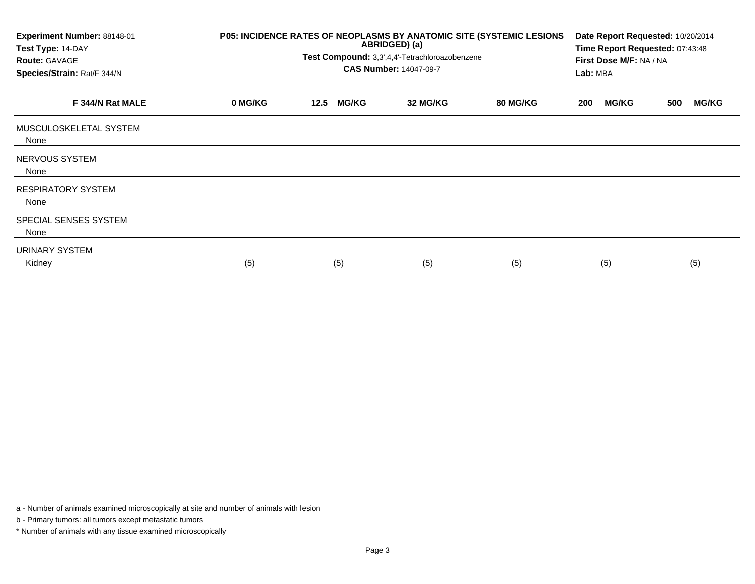**Experiment Number:** 88148-01
**Test Type:** 14-DAY
**Route:** GAVAGE
**Species/Strain:** Rat/F 344/N

**P05: INCIDENCE RATES OF NEOPLASMS BY ANATOMIC SITE (SYSTEMIC LESIONS ABRIDGED) (a)**
**Test Compound:** 3,3',4,4'-Tetrachloroazobenzene
**CAS Number:** 14047-09-7

**Date Report Requested:** 10/20/2014
**Time Report Requested:** 07:43:48
**First Dose M/F:** NA / NA
**Lab:** MBA

| F 344/N Rat MALE | 0 MG/KG | 12.5 MG/KG | 32 MG/KG | 80 MG/KG | 200 MG/KG | 500 MG/KG |
|---|---|---|---|---|---|---|
| MUSCULOSKELETAL SYSTEM | | | | | | |
| None | | | | | | |
| NERVOUS SYSTEM | | | | | | |
| None | | | | | | |
| RESPIRATORY SYSTEM | | | | | | |
| None | | | | | | |
| SPECIAL SENSES SYSTEM | | | | | | |
| None | | | | | | |
| URINARY SYSTEM | | | | | | |
| Kidney | (5) | (5) | (5) | (5) | (5) | (5) |

a - Number of animals examined microscopically at site and number of animals with lesion

b - Primary tumors: all tumors except metastatic tumors

* Number of animals with any tissue examined microscopically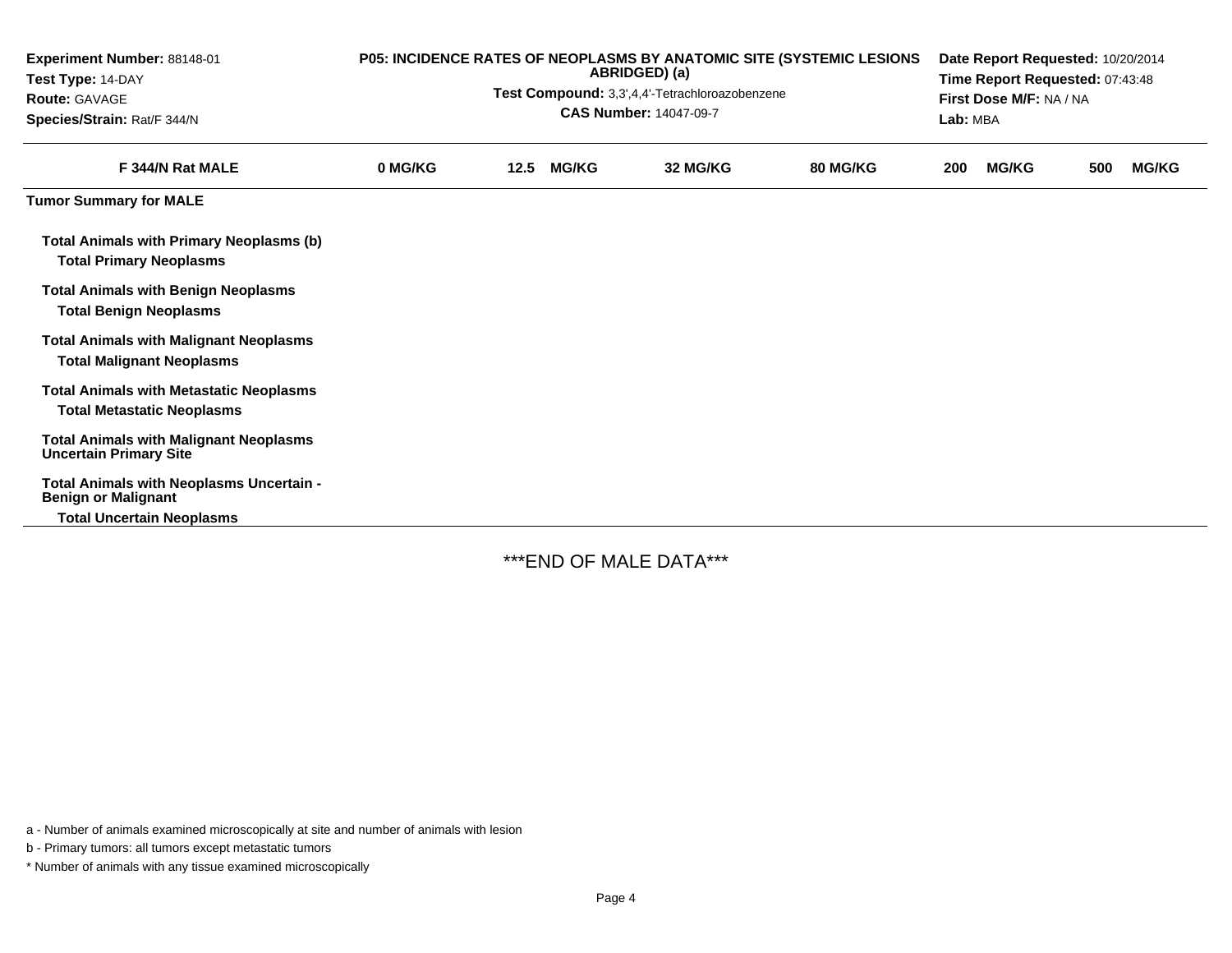Experiment Number: 88148-01
Test Type: 14-DAY
Route: GAVAGE
Species/Strain: Rat/F 344/N

**P05: INCIDENCE RATES OF NEOPLASMS BY ANATOMIC SITE (SYSTEMIC LESIONS ABRIDGED) (a)**

**Test Compound:** 3,3',4,4'-Tetrachloroazobenzene

**CAS Number:** 14047-09-7

Date Report Requested: 10/20/2014
Time Report Requested: 07:43:48
First Dose M/F: NA / NA
Lab: MBA

| F 344/N Rat MALE | 0 MG/KG | 12.5 MG/KG | 32 MG/KG | 80 MG/KG | 200 MG/KG | 500 MG/KG |
|---|---|---|---|---|---|---|
| **Tumor Summary for MALE** | | | | | | |
| **Total Animals with Primary Neoplasms (b)** | | | | | | |
| **Total Primary Neoplasms** | | | | | | |
| **Total Animals with Benign Neoplasms** | | | | | | |
| **Total Benign Neoplasms** | | | | | | |
| **Total Animals with Malignant Neoplasms** | | | | | | |
| **Total Malignant Neoplasms** | | | | | | |
| **Total Animals with Metastatic Neoplasms** | | | | | | |
| **Total Metastatic Neoplasms** | | | | | | |
| **Total Animals with Malignant Neoplasms Uncertain Primary Site** | | | | | | |
| **Total Animals with Neoplasms Uncertain - Benign or Malignant** | | | | | | |
| **Total Uncertain Neoplasms** | | | | | | |

***END OF MALE DATA***

a - Number of animals examined microscopically at site and number of animals with lesion

b - Primary tumors: all tumors except metastatic tumors

* Number of animals with any tissue examined microscopically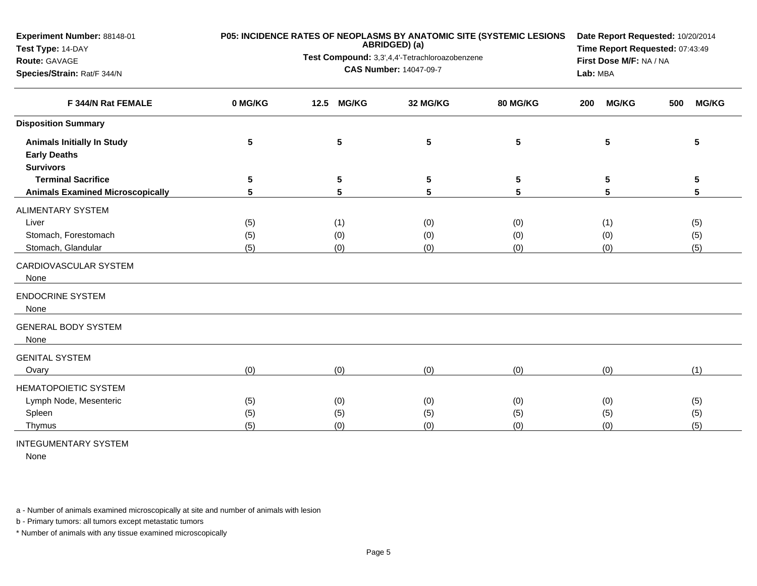**Experiment Number:** 88148-01
**Test Type:** 14-DAY
**Route:** GAVAGE
**Species/Strain:** Rat/F 344/N

**P05: INCIDENCE RATES OF NEOPLASMS BY ANATOMIC SITE (SYSTEMIC LESIONS ABRIDGED) (a)**
**Test Compound:** 3,3',4,4'-Tetrachloroazobenzene
**CAS Number:** 14047-09-7

**Date Report Requested:** 10/20/2014
**Time Report Requested:** 07:43:49
**First Dose M/F:** NA / NA
**Lab:** MBA

| F 344/N Rat FEMALE | 0 MG/KG | 12.5 MG/KG | 32 MG/KG | 80 MG/KG | 200 MG/KG | 500 MG/KG |
|---|---|---|---|---|---|---|
| **Disposition Summary** | | | | | | |
| **Animals Initially In Study** | **5** | **5** | **5** | **5** | **5** | **5** |
| **Early Deaths** | | | | | | |
| **Survivors** | | | | | | |
| **Terminal Sacrifice** | **5** | **5** | **5** | **5** | **5** | **5** |
| **Animals Examined Microscopically** | **5** | **5** | **5** | **5** | **5** | **5** |
| ALIMENTARY SYSTEM | | | | | | |
| Liver | (5) | (1) | (0) | (0) | (1) | (5) |
| Stomach, Forestomach | (5) | (0) | (0) | (0) | (0) | (5) |
| Stomach, Glandular | (5) | (0) | (0) | (0) | (0) | (5) |
| CARDIOVASCULAR SYSTEM | | | | | | |
| None | | | | | | |
| ENDOCRINE SYSTEM | | | | | | |
| None | | | | | | |
| GENERAL BODY SYSTEM | | | | | | |
| None | | | | | | |
| GENITAL SYSTEM | | | | | | |
| Ovary | (0) | (0) | (0) | (0) | (0) | (1) |
| HEMATOPOIETIC SYSTEM | | | | | | |
| Lymph Node, Mesenteric | (5) | (0) | (0) | (0) | (0) | (5) |
| Spleen | (5) | (5) | (5) | (5) | (5) | (5) |
| Thymus | (5) | (0) | (0) | (0) | (0) | (5) |
| INTEGUMENTARY SYSTEM | | | | | | |
| None | | | | | | |

a - Number of animals examined microscopically at site and number of animals with lesion

b - Primary tumors: all tumors except metastatic tumors

* Number of animals with any tissue examined microscopically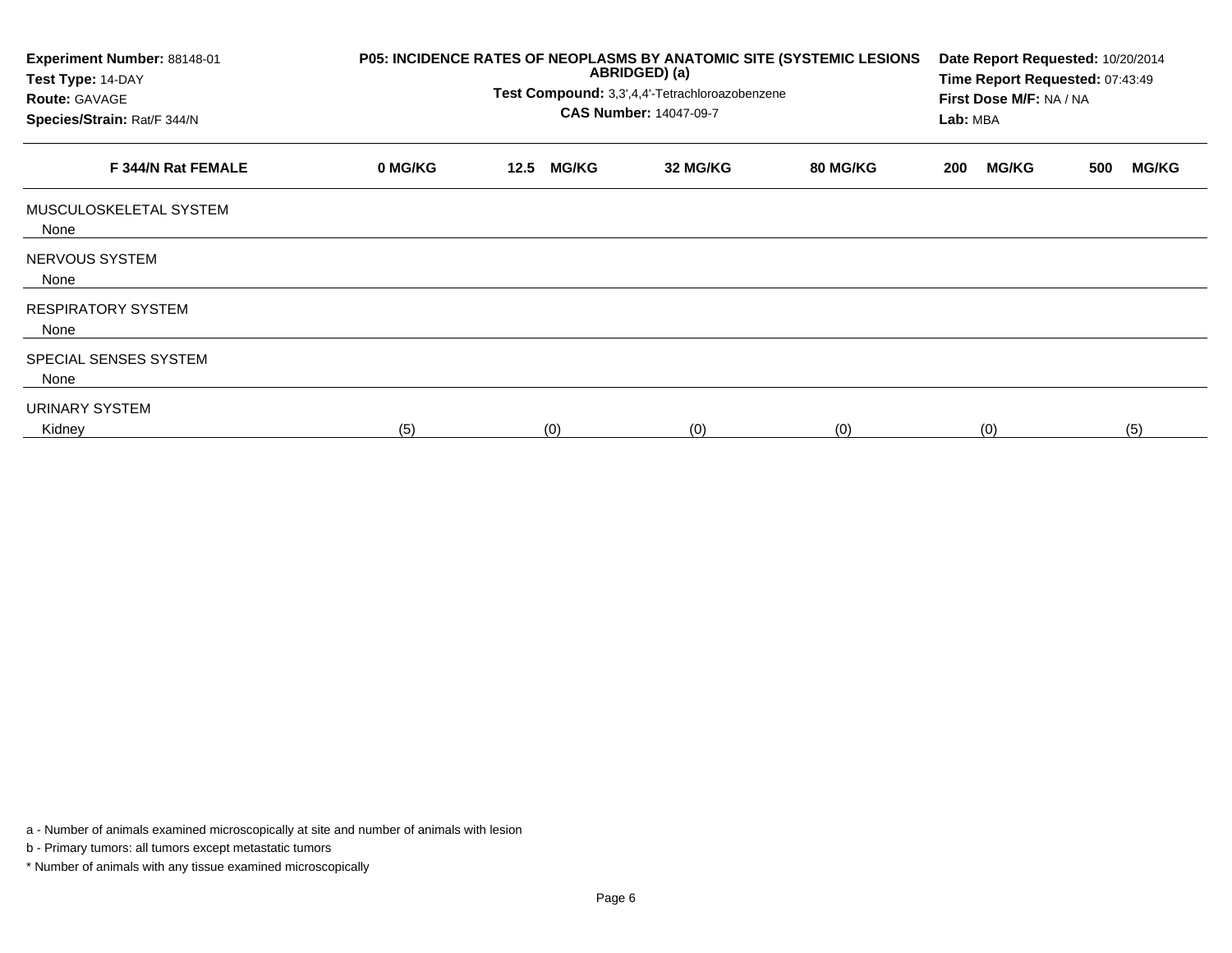**Experiment Number:** 88148-01
**Test Type:** 14-DAY
**Route:** GAVAGE
**Species/Strain:** Rat/F 344/N

**P05: INCIDENCE RATES OF NEOPLASMS BY ANATOMIC SITE (SYSTEMIC LESIONS ABRIDGED) (a)**
**Test Compound:** 3,3',4,4'-Tetrachloroazobenzene
**CAS Number:** 14047-09-7

**Date Report Requested:** 10/20/2014
**Time Report Requested:** 07:43:49
**First Dose M/F:** NA / NA
**Lab:** MBA

| F 344/N Rat FEMALE | 0 MG/KG | 12.5 MG/KG | 32 MG/KG | 80 MG/KG | 200 MG/KG | 500 MG/KG |
|---|---|---|---|---|---|---|
| MUSCULOSKELETAL SYSTEM | | | | | | |
| None | | | | | | |
| NERVOUS SYSTEM | | | | | | |
| None | | | | | | |
| RESPIRATORY SYSTEM | | | | | | |
| None | | | | | | |
| SPECIAL SENSES SYSTEM | | | | | | |
| None | | | | | | |
| URINARY SYSTEM | | | | | | |
| Kidney | (5) | (0) | (0) | (0) | (0) | (5) |

a - Number of animals examined microscopically at site and number of animals with lesion

b - Primary tumors: all tumors except metastatic tumors

* Number of animals with any tissue examined microscopically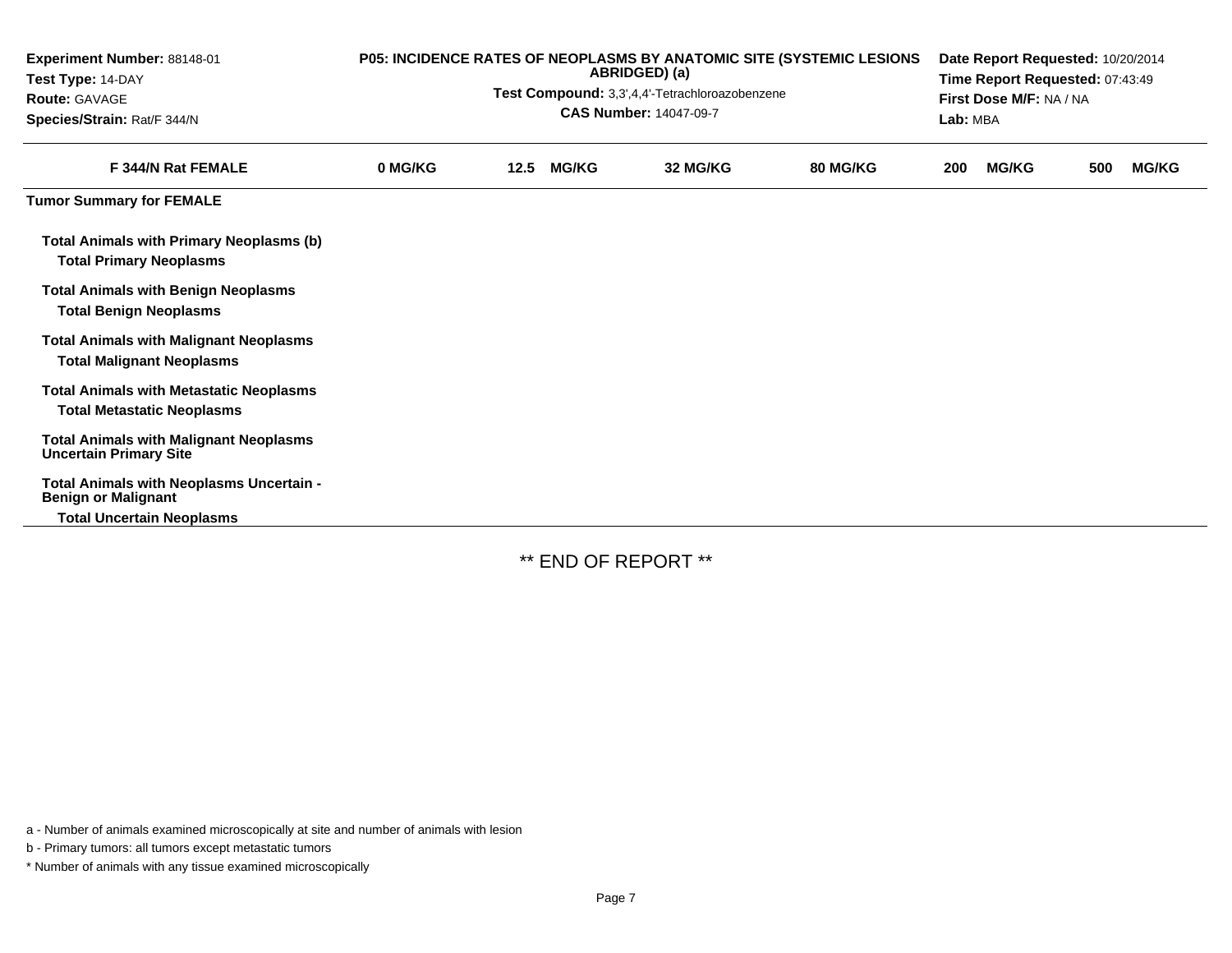**Experiment Number:** 88148-01
**Test Type:** 14-DAY
**Route:** GAVAGE
**Species/Strain:** Rat/F 344/N

**P05: INCIDENCE RATES OF NEOPLASMS BY ANATOMIC SITE (SYSTEMIC LESIONS ABRIDGED) (a)**
**Test Compound:** 3,3',4,4'-Tetrachloroazobenzene
**CAS Number:** 14047-09-7

**Date Report Requested:** 10/20/2014
**Time Report Requested:** 07:43:49
**First Dose M/F:** NA / NA
**Lab:** MBA

| F 344/N Rat FEMALE | 0 MG/KG | 12.5 MG/KG | 32 MG/KG | 80 MG/KG | 200 MG/KG | 500 MG/KG |
|---|---|---|---|---|---|---|
| **Tumor Summary for FEMALE** | | | | | | |
| **Total Animals with Primary Neoplasms (b)** | | | | | | |
| **Total Primary Neoplasms** | | | | | | |
| **Total Animals with Benign Neoplasms** | | | | | | |
| **Total Benign Neoplasms** | | | | | | |
| **Total Animals with Malignant Neoplasms** | | | | | | |
| **Total Malignant Neoplasms** | | | | | | |
| **Total Animals with Metastatic Neoplasms** | | | | | | |
| **Total Metastatic Neoplasms** | | | | | | |
| **Total Animals with Malignant Neoplasms Uncertain Primary Site** | | | | | | |
| **Total Animals with Neoplasms Uncertain - Benign or Malignant** | | | | | | |
| **Total Uncertain Neoplasms** | | | | | | |

** END OF REPORT **

a - Number of animals examined microscopically at site and number of animals with lesion

b - Primary tumors: all tumors except metastatic tumors

* Number of animals with any tissue examined microscopically